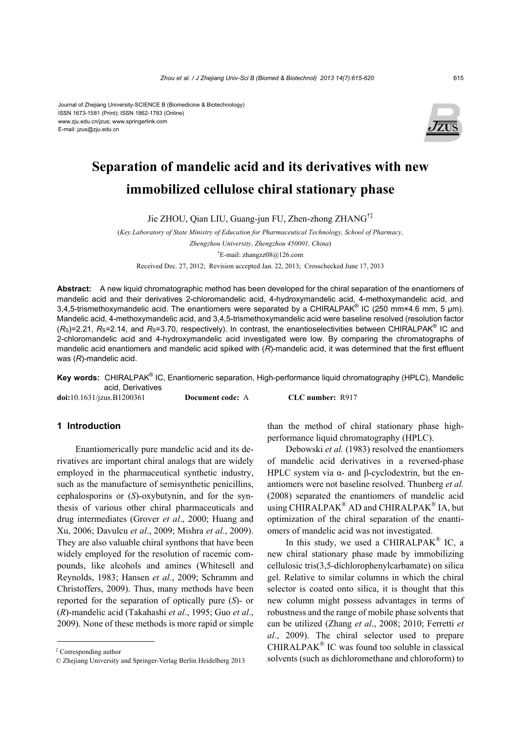Journal of Zhejiang University-SCIENCE B (Biomedicine & Biotechnology)
ISSN 1673-1581 (Print); ISSN 1862-1783 (Online)
www.zju.edu.cn/jzus; www.springerlink.com
E-mail: jzus@zju.edu.cn

# Separation of mandelic acid and its derivatives with new immobilized cellulose chiral stationary phase

Jie ZHOU, Qian LIU, Guang-jun FU, Zhen-zhong ZHANG[†‡]

(*Key Laboratory of State Ministry of Education for Pharmaceutical Technology, School of Pharmacy, Zhengzhou University, Zhengzhou 450001, China*)

[†]E-mail: zhangzz08@126.com

Received Dec. 27, 2012; Revision accepted Jan. 22, 2013; Crosschecked June 17, 2013

**Abstract:** A new liquid chromatographic method has been developed for the chiral separation of the enantiomers of mandelic acid and their derivatives 2-chloromandelic acid, 4-hydroxymandelic acid, 4-methoxymandelic acid, and 3,4,5-trismethoxymandelic acid. The enantiomers were separated by a CHIRALPAK® IC (250 mm×4.6 mm, 5 μm). Mandelic acid, 4-methoxymandelic acid, and 3,4,5-trismethoxymandelic acid were baseline resolved (resolution factor ($R_S$)=2.21, $R_S$=2.14, and $R_S$=3.70, respectively). In contrast, the enantioselectivities between CHIRALPAK® IC and 2-chloromandelic acid and 4-hydroxymandelic acid investigated were low. By comparing the chromatographs of mandelic acid enantiomers and mandelic acid spiked with (*R*)-mandelic acid, it was determined that the first effluent was (*R*)-mandelic acid.

**Key words:** CHIRALPAK® IC, Enantiomeric separation, High-performance liquid chromatography (HPLC), Mandelic acid, Derivatives

**doi:**10.1631/jzus.B1200361 **Document code:** A **CLC number:** R917

## 1 Introduction

Enantiomerically pure mandelic acid and its derivatives are important chiral analogs that are widely employed in the pharmaceutical synthetic industry, such as the manufacture of semisynthetic penicillins, cephalosporins or (*S*)-oxybutynin, and for the synthesis of various other chiral pharmaceuticals and drug intermediates (Grover *et al*., 2000; Huang and Xu, 2006; Davulcu *et al*., 2009; Mishra *et al.*, 2009). They are also valuable chiral synthons that have been widely employed for the resolution of racemic compounds, like alcohols and amines (Whitesell and Reynolds, 1983; Hansen *et al.*, 2009; Schramm and Christoffers, 2009). Thus, many methods have been reported for the separation of optically pure (*S*)- or (*R*)-mandelic acid (Takahashi *et al*., 1995; Guo *et al*., 2009). None of these methods is more rapid or simple than the method of chiral stationary phase high-performance liquid chromatography (HPLC).

Debowski *et al.* (1983) resolved the enantiomers of mandelic acid derivatives in a reversed-phase HPLC system via α- and β-cyclodextrin, but the enantiomers were not baseline resolved. Thunberg *et al.* (2008) separated the enantiomers of mandelic acid using CHIRALPAK® AD and CHIRALPAK® IA, but optimization of the chiral separation of the enantiomers of mandelic acid was not investigated.

In this study, we used a CHIRALPAK® IC, a new chiral stationary phase made by immobilizing cellulosic tris(3,5-dichlorophenylcarbamate) on silica gel. Relative to similar columns in which the chiral selector is coated onto silica, it is thought that this new column might possess advantages in terms of robustness and the range of mobile phase solvents that can be utilized (Zhang *et al*., 2008; 2010; Ferretti *et al.*, 2009). The chiral selector used to prepare CHIRALPAK® IC was found too soluble in classical solvents (such as dichloromethane and chloroform) to

---

[‡] Corresponding author

© Zhejiang University and Springer-Verlag Berlin Heidelberg 2013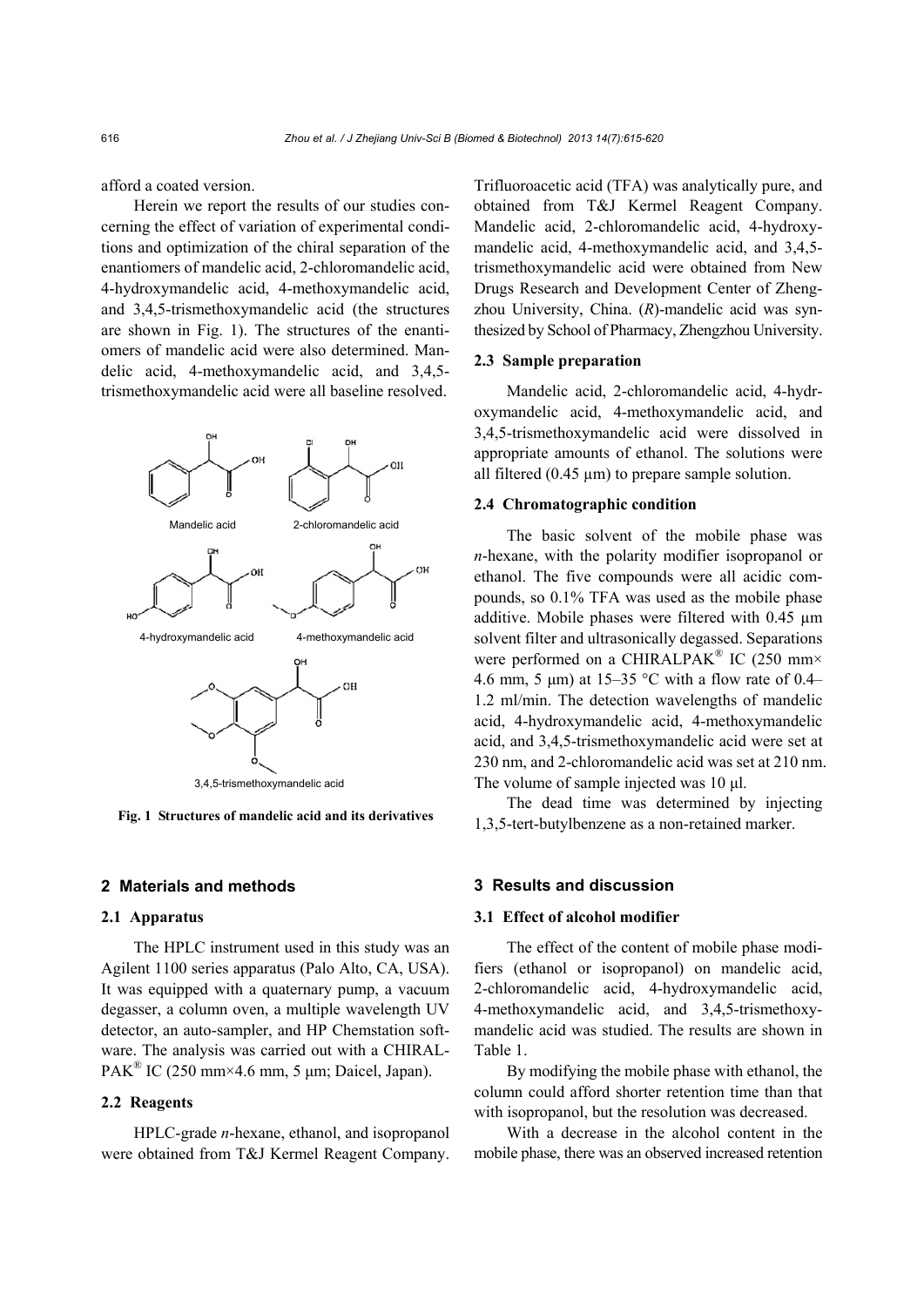afford a coated version.

Herein we report the results of our studies concerning the effect of variation of experimental conditions and optimization of the chiral separation of the enantiomers of mandelic acid, 2-chloromandelic acid, 4-hydroxymandelic acid, 4-methoxymandelic acid, and 3,4,5-trismethoxymandelic acid (the structures are shown in Fig. 1). The structures of the enantiomers of mandelic acid were also determined. Mandelic acid, 4-methoxymandelic acid, and 3,4,5-trismethoxymandelic acid were all baseline resolved.

Mandelic acid

2-chloromandelic acid

4-hydroxymandelic acid

4-methoxymandelic acid

3,4,5-trismethoxymandelic acid

**Fig. 1 Structures of mandelic acid and its derivatives**

## 2 Materials and methods

### 2.1 Apparatus

The HPLC instrument used in this study was an Agilent 1100 series apparatus (Palo Alto, CA, USA). It was equipped with a quaternary pump, a vacuum degasser, a column oven, a multiple wavelength UV detector, an auto-sampler, and HP Chemstation software. The analysis was carried out with a CHIRALPAK® IC (250 mm×4.6 mm, 5 μm; Daicel, Japan).

### 2.2 Reagents

HPLC-grade *n*-hexane, ethanol, and isopropanol were obtained from T&J Kermel Reagent Company. Trifluoroacetic acid (TFA) was analytically pure, and obtained from T&J Kermel Reagent Company. Mandelic acid, 2-chloromandelic acid, 4-hydroxymandelic acid, 4-methoxymandelic acid, and 3,4,5-trismethoxymandelic acid were obtained from New Drugs Research and Development Center of Zhengzhou University, China. (*R*)-mandelic acid was synthesized by School of Pharmacy, Zhengzhou University.

### 2.3 Sample preparation

Mandelic acid, 2-chloromandelic acid, 4-hydroxymandelic acid, 4-methoxymandelic acid, and 3,4,5-trismethoxymandelic acid were dissolved in appropriate amounts of ethanol. The solutions were all filtered (0.45 μm) to prepare sample solution.

### 2.4 Chromatographic condition

The basic solvent of the mobile phase was *n*-hexane, with the polarity modifier isopropanol or ethanol. The five compounds were all acidic compounds, so 0.1% TFA was used as the mobile phase additive. Mobile phases were filtered with 0.45 μm solvent filter and ultrasonically degassed. Separations were performed on a CHIRALPAK® IC (250 mm× 4.6 mm, 5 μm) at 15–35 °C with a flow rate of 0.4–1.2 ml/min. The detection wavelengths of mandelic acid, 4-hydroxymandelic acid, 4-methoxymandelic acid, and 3,4,5-trismethoxymandelic acid were set at 230 nm, and 2-chloromandelic acid was set at 210 nm. The volume of sample injected was 10 μl.

The dead time was determined by injecting 1,3,5-tert-butylbenzene as a non-retained marker.

## 3 Results and discussion

### 3.1 Effect of alcohol modifier

The effect of the content of mobile phase modifiers (ethanol or isopropanol) on mandelic acid, 2-chloromandelic acid, 4-hydroxymandelic acid, 4-methoxymandelic acid, and 3,4,5-trismethoxymandelic acid was studied. The results are shown in Table 1.

By modifying the mobile phase with ethanol, the column could afford shorter retention time than that with isopropanol, but the resolution was decreased.

With a decrease in the alcohol content in the mobile phase, there was an observed increased retention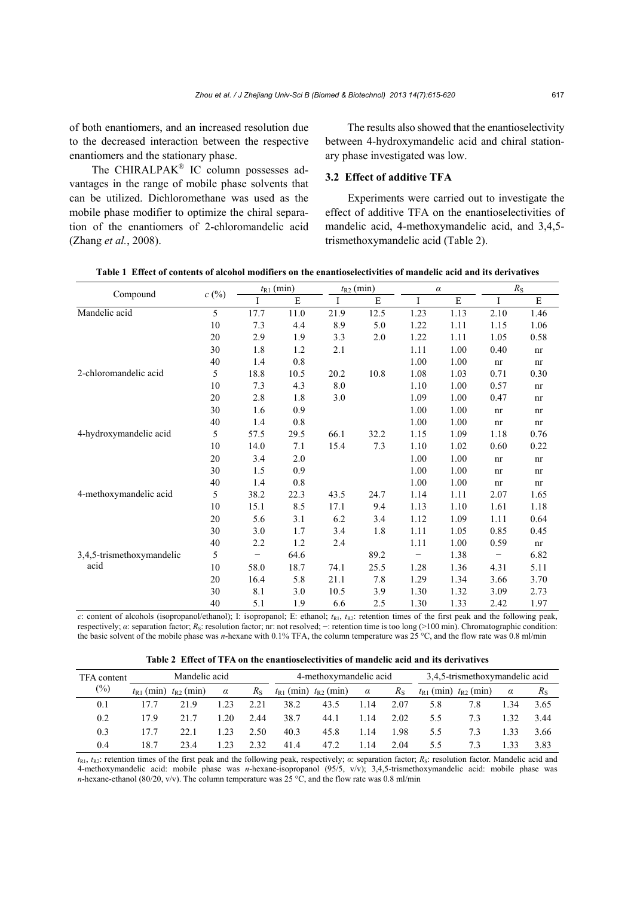of both enantiomers, and an increased resolution due to the decreased interaction between the respective enantiomers and the stationary phase.

The CHIRALPAK® IC column possesses advantages in the range of mobile phase solvents that can be utilized. Dichloromethane was used as the mobile phase modifier to optimize the chiral separation of the enantiomers of 2-chloromandelic acid (Zhang *et al.*, 2008).

The results also showed that the enantioselectivity between 4-hydroxymandelic acid and chiral stationary phase investigated was low.

### 3.2 Effect of additive TFA

Experiments were carried out to investigate the effect of additive TFA on the enantioselectivities of mandelic acid, 4-methoxymandelic acid, and 3,4,5-trismethoxymandelic acid (Table 2).

**Table 1 Effect of contents of alcohol modifiers on the enantioselectivities of mandelic acid and its derivatives**

| Compound | $c$ (%) | $t_{R1}$ (min) | | $t_{R2}$ (min) | | $\alpha$ | | $R_S$ | |
|---|---|---|---|---|---|---|---|---|---|
| | | I | E | I | E | I | E | I | E |
| Mandelic acid | 5 | 17.7 | 11.0 | 21.9 | 12.5 | 1.23 | 1.13 | 2.10 | 1.46 |
| | 10 | 7.3 | 4.4 | 8.9 | 5.0 | 1.22 | 1.11 | 1.15 | 1.06 |
| | 20 | 2.9 | 1.9 | 3.3 | 2.0 | 1.22 | 1.11 | 1.05 | 0.58 |
| | 30 | 1.8 | 1.2 | 2.1 | | 1.11 | 1.00 | 0.40 | nr |
| | 40 | 1.4 | 0.8 | | | 1.00 | 1.00 | nr | nr |
| 2-chloromandelic acid | 5 | 18.8 | 10.5 | 20.2 | 10.8 | 1.08 | 1.03 | 0.71 | 0.30 |
| | 10 | 7.3 | 4.3 | 8.0 | | 1.10 | 1.00 | 0.57 | nr |
| | 20 | 2.8 | 1.8 | 3.0 | | 1.09 | 1.00 | 0.47 | nr |
| | 30 | 1.6 | 0.9 | | | 1.00 | 1.00 | nr | nr |
| | 40 | 1.4 | 0.8 | | | 1.00 | 1.00 | nr | nr |
| 4-hydroxymandelic acid | 5 | 57.5 | 29.5 | 66.1 | 32.2 | 1.15 | 1.09 | 1.18 | 0.76 |
| | 10 | 14.0 | 7.1 | 15.4 | 7.3 | 1.10 | 1.02 | 0.60 | 0.22 |
| | 20 | 3.4 | 2.0 | | | 1.00 | 1.00 | nr | nr |
| | 30 | 1.5 | 0.9 | | | 1.00 | 1.00 | nr | nr |
| | 40 | 1.4 | 0.8 | | | 1.00 | 1.00 | nr | nr |
| 4-methoxymandelic acid | 5 | 38.2 | 22.3 | 43.5 | 24.7 | 1.14 | 1.11 | 2.07 | 1.65 |
| | 10 | 15.1 | 8.5 | 17.1 | 9.4 | 1.13 | 1.10 | 1.61 | 1.18 |
| | 20 | 5.6 | 3.1 | 6.2 | 3.4 | 1.12 | 1.09 | 1.11 | 0.64 |
| | 30 | 3.0 | 1.7 | 3.4 | 1.8 | 1.11 | 1.05 | 0.85 | 0.45 |
| | 40 | 2.2 | 1.2 | 2.4 | | 1.11 | 1.00 | 0.59 | nr |
| 3,4,5-trismethoxymandelic acid | 5 | − | 64.6 | | 89.2 | − | 1.38 | − | 6.82 |
| | 10 | 58.0 | 18.7 | 74.1 | 25.5 | 1.28 | 1.36 | 4.31 | 5.11 |
| | 20 | 16.4 | 5.8 | 21.1 | 7.8 | 1.29 | 1.34 | 3.66 | 3.70 |
| | 30 | 8.1 | 3.0 | 10.5 | 3.9 | 1.30 | 1.32 | 3.09 | 2.73 |
| | 40 | 5.1 | 1.9 | 6.6 | 2.5 | 1.30 | 1.33 | 2.42 | 1.97 |

$c$: content of alcohols (isopropanol/ethanol); I: isopropanol; E: ethanol; $t_{R1}$, $t_{R2}$: retention times of the first peak and the following peak, respectively; $\alpha$: separation factor; $R_S$: resolution factor; nr: not resolved; −: retention time is too long (>100 min). Chromatographic condition: the basic solvent of the mobile phase was *n*-hexane with 0.1% TFA, the column temperature was 25 °C, and the flow rate was 0.8 ml/min

**Table 2 Effect of TFA on the enantioselectivities of mandelic acid and its derivatives**

| TFA content (%) | Mandelic acid | | | | 4-methoxymandelic acid | | | | 3,4,5-trismethoxymandelic acid | | | |
|---|---|---|---|---|---|---|---|---|---|---|---|---|
| | $t_{R1}$ (min) | $t_{R2}$ (min) | $\alpha$ | $R_S$ | $t_{R1}$ (min) | $t_{R2}$ (min) | $\alpha$ | $R_S$ | $t_{R1}$ (min) | $t_{R2}$ (min) | $\alpha$ | $R_S$ |
| 0.1 | 17.7 | 21.9 | 1.23 | 2.21 | 38.2 | 43.5 | 1.14 | 2.07 | 5.8 | 7.8 | 1.34 | 3.65 |
| 0.2 | 17.9 | 21.7 | 1.20 | 2.44 | 38.7 | 44.1 | 1.14 | 2.02 | 5.5 | 7.3 | 1.32 | 3.44 |
| 0.3 | 17.7 | 22.1 | 1.23 | 2.50 | 40.3 | 45.8 | 1.14 | 1.98 | 5.5 | 7.3 | 1.33 | 3.66 |
| 0.4 | 18.7 | 23.4 | 1.23 | 2.32 | 41.4 | 47.2 | 1.14 | 2.04 | 5.5 | 7.3 | 1.33 | 3.83 |

$t_{R1}$, $t_{R2}$: retention times of the first peak and the following peak, respectively; $\alpha$: separation factor; $R_S$: resolution factor. Mandelic acid and 4-methoxymandelic acid: mobile phase was *n*-hexane-isopropanol (95/5, v/v); 3,4,5-trismethoxymandelic acid: mobile phase was *n*-hexane-ethanol (80/20, v/v). The column temperature was 25 °C, and the flow rate was 0.8 ml/min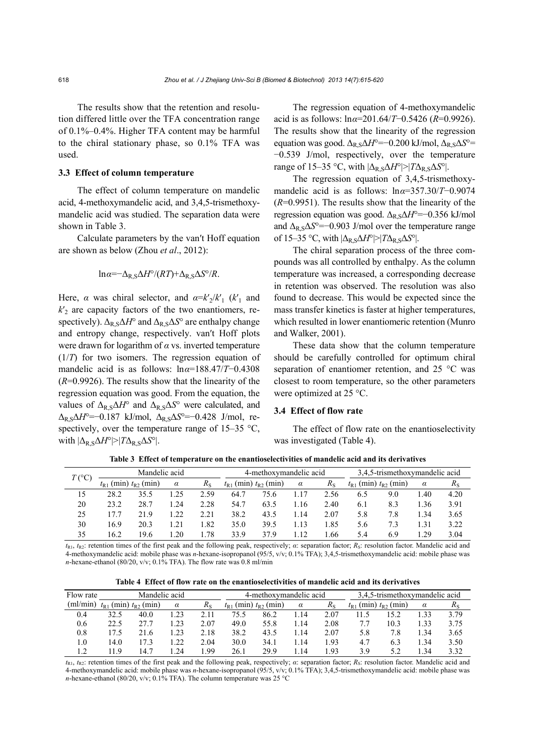The results show that the retention and resolution differed little over the TFA concentration range of 0.1%–0.4%. Higher TFA content may be harmful to the chiral stationary phase, so 0.1% TFA was used.

### 3.3 Effect of column temperature

The effect of column temperature on mandelic acid, 4-methoxymandelic acid, and 3,4,5-trismethoxymandelic acid was studied. The separation data were shown in Table 3.

Calculate parameters by the van′t Hoff equation are shown as below (Zhou *et al*., 2012):

$$\ln\alpha = -\Delta_{R,S}\Delta H^\circ/(RT) + \Delta_{R,S}\Delta S^\circ/R.$$

Here, $\alpha$ was chiral selector, and $\alpha = k'_2/k'_1$ ($k'_1$ and $k'_2$ are capacity factors of the two enantiomers, respectively). $\Delta_{R,S}\Delta H^\circ$ and $\Delta_{R,S}\Delta S^\circ$ are enthalpy change and entropy change, respectively. van′t Hoff plots were drawn for logarithm of $\alpha$ vs. inverted temperature ($1/T$) for two isomers. The regression equation of mandelic acid is as follows: $\ln\alpha = 188.47/T - 0.4308$ ($R$=0.9926). The results show that the linearity of the regression equation was good. From the equation, the values of $\Delta_{R,S}\Delta H^\circ$ and $\Delta_{R,S}\Delta S^\circ$ were calculated, and $\Delta_{R,S}\Delta H^\circ = -0.187$ kJ/mol, $\Delta_{R,S}\Delta S^\circ = -0.428$ J/mol, respectively, over the temperature range of 15–35 °C, with $|\Delta_{R,S}\Delta H^\circ| > |T\Delta_{R,S}\Delta S^\circ|$.

The regression equation of 4-methoxymandelic acid is as follows: $\ln\alpha = 201.64/T - 0.5426$ ($R$=0.9926). The results show that the linearity of the regression equation was good. $\Delta_{R,S}\Delta H^\circ = -0.200$ kJ/mol, $\Delta_{R,S}\Delta S^\circ = -0.539$ J/mol, respectively, over the temperature range of 15–35 °C, with $|\Delta_{R,S}\Delta H^\circ| > |T\Delta_{R,S}\Delta S^\circ|$.

The regression equation of 3,4,5-trismethoxymandelic acid is as follows: $\ln\alpha = 357.30/T - 0.9074$ ($R$=0.9951). The results show that the linearity of the regression equation was good. $\Delta_{R,S}\Delta H^\circ = -0.356$ kJ/mol and $\Delta_{R,S}\Delta S^\circ = -0.903$ J/mol over the temperature range of 15–35 °C, with $|\Delta_{R,S}\Delta H^\circ| > |T\Delta_{R,S}\Delta S^\circ|$.

The chiral separation process of the three compounds was all controlled by enthalpy. As the column temperature was increased, a corresponding decrease in retention was observed. The resolution was also found to decrease. This would be expected since the mass transfer kinetics is faster at higher temperatures, which resulted in lower enantiomeric retention (Munro and Walker, 2001).

These data show that the column temperature should be carefully controlled for optimum chiral separation of enantiomer retention, and 25 °C was closest to room temperature, so the other parameters were optimized at 25 °C.

### 3.4 Effect of flow rate

The effect of flow rate on the enantioselectivity was investigated (Table 4).

**Table 3 Effect of temperature on the enantioselectivities of mandelic acid and its derivatives**

| $T$ (°C) | Mandelic acid | | | | 4-methoxymandelic acid | | | | 3,4,5-trismethoxymandelic acid | | | |
|---|---|---|---|---|---|---|---|---|---|---|---|---|
| | $t_{R1}$ (min) | $t_{R2}$ (min) | $\alpha$ | $R_S$ | $t_{R1}$ (min) | $t_{R2}$ (min) | $\alpha$ | $R_S$ | $t_{R1}$ (min) | $t_{R2}$ (min) | $\alpha$ | $R_S$ |
| 15 | 28.2 | 35.5 | 1.25 | 2.59 | 64.7 | 75.6 | 1.17 | 2.56 | 6.5 | 9.0 | 1.40 | 4.20 |
| 20 | 23.2 | 28.7 | 1.24 | 2.28 | 54.7 | 63.5 | 1.16 | 2.40 | 6.1 | 8.3 | 1.36 | 3.91 |
| 25 | 17.7 | 21.9 | 1.22 | 2.21 | 38.2 | 43.5 | 1.14 | 2.07 | 5.8 | 7.8 | 1.34 | 3.65 |
| 30 | 16.9 | 20.3 | 1.21 | 1.82 | 35.0 | 39.5 | 1.13 | 1.85 | 5.6 | 7.3 | 1.31 | 3.22 |
| 35 | 16.2 | 19.6 | 1.20 | 1.78 | 33.9 | 37.9 | 1.12 | 1.66 | 5.4 | 6.9 | 1.29 | 3.04 |

$t_{R1}$, $t_{R2}$: retention times of the first peak and the following peak, respectively; $\alpha$: separation factor; $R_S$: resolution factor. Mandelic acid and 4-methoxymandelic acid: mobile phase was *n*-hexane-isopropanol (95/5, v/v; 0.1% TFA); 3,4,5-trismethoxymandelic acid: mobile phase was *n*-hexane-ethanol (80/20, v/v; 0.1% TFA). The flow rate was 0.8 ml/min

**Table 4 Effect of flow rate on the enantioselectivities of mandelic acid and its derivatives**

| Flow rate (ml/min) | Mandelic acid | | | | 4-methoxymandelic acid | | | | 3,4,5-trismethoxymandelic acid | | | |
|---|---|---|---|---|---|---|---|---|---|---|---|---|
| | $t_{R1}$ (min) | $t_{R2}$ (min) | $\alpha$ | $R_S$ | $t_{R1}$ (min) | $t_{R2}$ (min) | $\alpha$ | $R_S$ | $t_{R1}$ (min) | $t_{R2}$ (min) | $\alpha$ | $R_S$ |
| 0.4 | 32.5 | 40.0 | 1.23 | 2.11 | 75.5 | 86.2 | 1.14 | 2.07 | 11.5 | 15.2 | 1.33 | 3.79 |
| 0.6 | 22.5 | 27.7 | 1.23 | 2.07 | 49.0 | 55.8 | 1.14 | 2.08 | 7.7 | 10.3 | 1.33 | 3.75 |
| 0.8 | 17.5 | 21.6 | 1.23 | 2.18 | 38.2 | 43.5 | 1.14 | 2.07 | 5.8 | 7.8 | 1.34 | 3.65 |
| 1.0 | 14.0 | 17.3 | 1.22 | 2.04 | 30.0 | 34.1 | 1.14 | 1.93 | 4.7 | 6.3 | 1.34 | 3.50 |
| 1.2 | 11.9 | 14.7 | 1.24 | 1.99 | 26.1 | 29.9 | 1.14 | 1.93 | 3.9 | 5.2 | 1.34 | 3.32 |

$t_{R1}$, $t_{R2}$: retention times of the first peak and the following peak, respectively; $\alpha$: separation factor; $R_S$: resolution factor. Mandelic acid and 4-methoxymandelic acid: mobile phase was *n*-hexane-isopropanol (95/5, v/v; 0.1% TFA); 3,4,5-trismethoxymandelic acid: mobile phase was *n*-hexane-ethanol (80/20, v/v; 0.1% TFA). The column temperature was 25 °C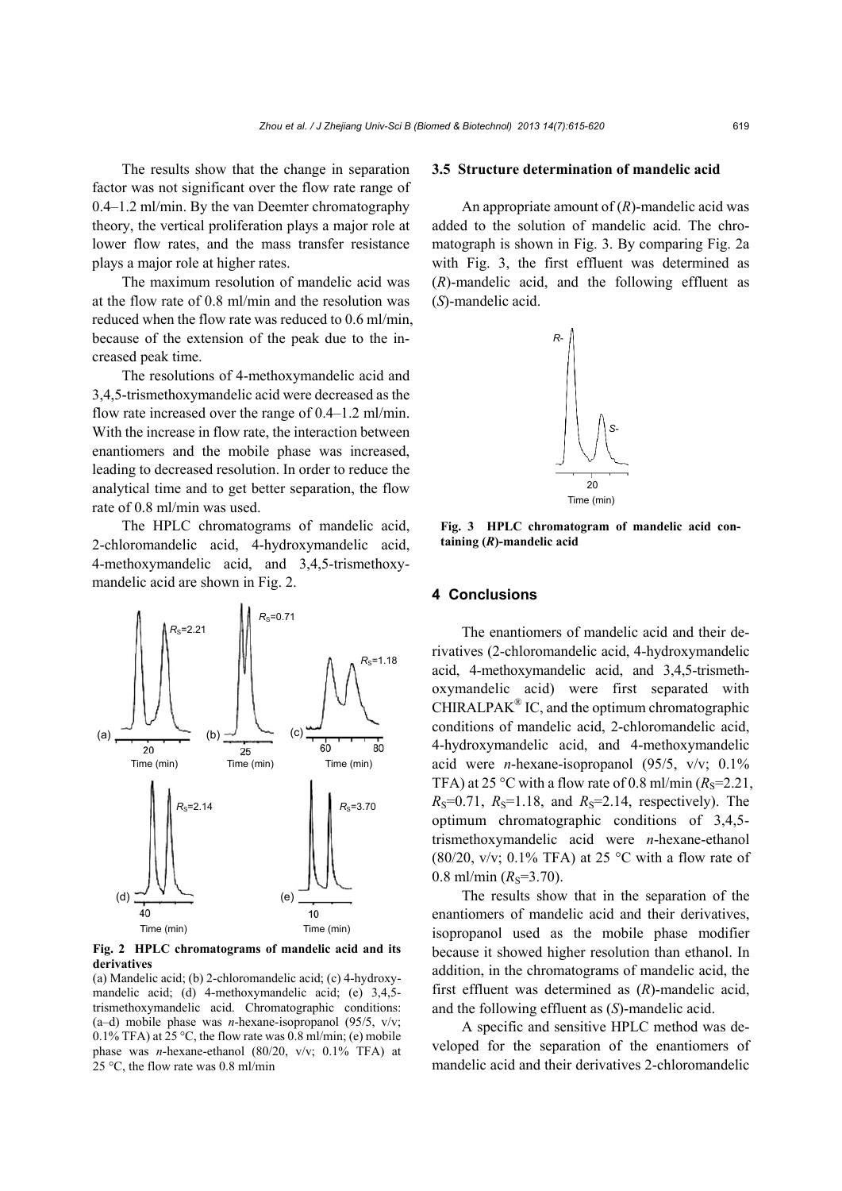The results show that the change in separation factor was not significant over the flow rate range of 0.4–1.2 ml/min. By the van Deemter chromatography theory, the vertical proliferation plays a major role at lower flow rates, and the mass transfer resistance plays a major role at higher rates.

The maximum resolution of mandelic acid was at the flow rate of 0.8 ml/min and the resolution was reduced when the flow rate was reduced to 0.6 ml/min, because of the extension of the peak due to the increased peak time.

The resolutions of 4-methoxymandelic acid and 3,4,5-trismethoxymandelic acid were decreased as the flow rate increased over the range of 0.4–1.2 ml/min. With the increase in flow rate, the interaction between enantiomers and the mobile phase was increased, leading to decreased resolution. In order to reduce the analytical time and to get better separation, the flow rate of 0.8 ml/min was used.

The HPLC chromatograms of mandelic acid, 2-chloromandelic acid, 4-hydroxymandelic acid, 4-methoxymandelic acid, and 3,4,5-trismethoxymandelic acid are shown in Fig. 2.

**Fig. 2 HPLC chromatograms of mandelic acid and its derivatives**

(a) Mandelic acid; (b) 2-chloromandelic acid; (c) 4-hydroxymandelic acid; (d) 4-methoxymandelic acid; (e) 3,4,5-trismethoxymandelic acid. Chromatographic conditions: (a–d) mobile phase was *n*-hexane-isopropanol (95/5, v/v; 0.1% TFA) at 25 °C, the flow rate was 0.8 ml/min; (e) mobile phase was *n*-hexane-ethanol (80/20, v/v; 0.1% TFA) at 25 °C, the flow rate was 0.8 ml/min

### 3.5 Structure determination of mandelic acid

An appropriate amount of (*R*)-mandelic acid was added to the solution of mandelic acid. The chromatograph is shown in Fig. 3. By comparing Fig. 2a with Fig. 3, the first effluent was determined as (*R*)-mandelic acid, and the following effluent as (*S*)-mandelic acid.

**Fig. 3 HPLC chromatogram of mandelic acid containing (*R*)-mandelic acid**

## 4 Conclusions

The enantiomers of mandelic acid and their derivatives (2-chloromandelic acid, 4-hydroxymandelic acid, 4-methoxymandelic acid, and 3,4,5-trismethoxymandelic acid) were first separated with CHIRALPAK® IC, and the optimum chromatographic conditions of mandelic acid, 2-chloromandelic acid, 4-hydroxymandelic acid, and 4-methoxymandelic acid were *n*-hexane-isopropanol (95/5, v/v; 0.1% TFA) at 25 °C with a flow rate of 0.8 ml/min ($R_S$=2.21, $R_S$=0.71, $R_S$=1.18, and $R_S$=2.14, respectively). The optimum chromatographic conditions of 3,4,5-trismethoxymandelic acid were *n*-hexane-ethanol (80/20, v/v; 0.1% TFA) at 25 °C with a flow rate of 0.8 ml/min ($R_S$=3.70).

The results show that in the separation of the enantiomers of mandelic acid and their derivatives, isopropanol used as the mobile phase modifier because it showed higher resolution than ethanol. In addition, in the chromatograms of mandelic acid, the first effluent was determined as (*R*)-mandelic acid, and the following effluent as (*S*)-mandelic acid.

A specific and sensitive HPLC method was developed for the separation of the enantiomers of mandelic acid and their derivatives 2-chloromandelic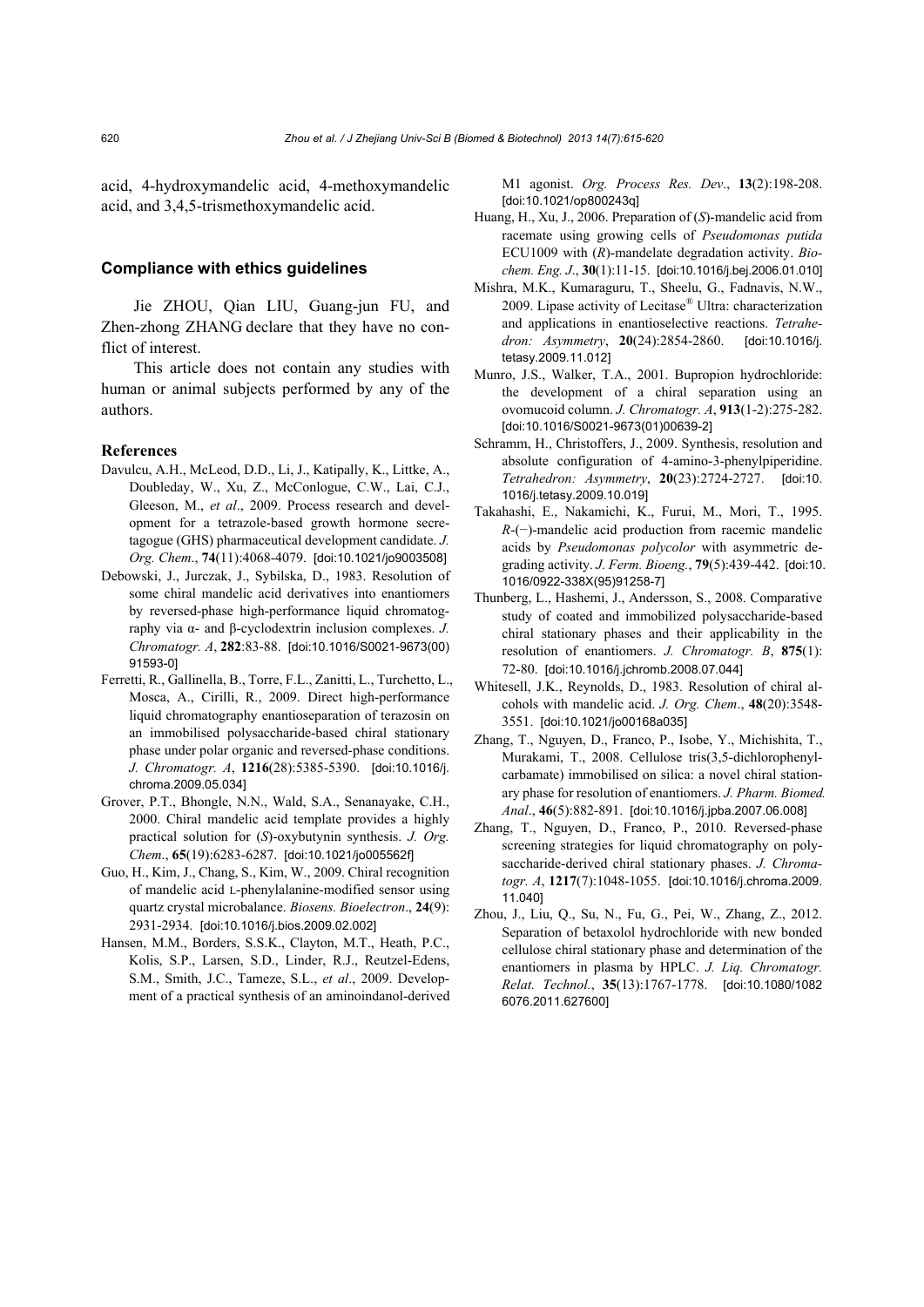acid, 4-hydroxymandelic acid, 4-methoxymandelic acid, and 3,4,5-trismethoxymandelic acid.

### Compliance with ethics guidelines

Jie ZHOU, Qian LIU, Guang-jun FU, and Zhen-zhong ZHANG declare that they have no conflict of interest.

This article does not contain any studies with human or animal subjects performed by any of the authors.

### References

Davulcu, A.H., McLeod, D.D., Li, J., Katipally, K., Littke, A., Doubleday, W., Xu, Z., McConlogue, C.W., Lai, C.J., Gleeson, M., *et al*., 2009. Process research and development for a tetrazole-based growth hormone secretagogue (GHS) pharmaceutical development candidate. *J. Org. Chem*., **74**(11):4068-4079. [doi:10.1021/jo9003508]

Debowski, J., Jurczak, J., Sybilska, D., 1983. Resolution of some chiral mandelic acid derivatives into enantiomers by reversed-phase high-performance liquid chromatography via α- and β-cyclodextrin inclusion complexes. *J. Chromatogr. A*, **282**:83-88. [doi:10.1016/S0021-9673(00)91593-0]

Ferretti, R., Gallinella, B., Torre, F.L., Zanitti, L., Turchetto, L., Mosca, A., Cirilli, R., 2009. Direct high-performance liquid chromatography enantioseparation of terazosin on an immobilised polysaccharide-based chiral stationary phase under polar organic and reversed-phase conditions. *J. Chromatogr. A*, **1216**(28):5385-5390. [doi:10.1016/j.chroma.2009.05.034]

Grover, P.T., Bhongle, N.N., Wald, S.A., Senanayake, C.H., 2000. Chiral mandelic acid template provides a highly practical solution for (*S*)-oxybutynin synthesis. *J. Org. Chem*., **65**(19):6283-6287. [doi:10.1021/jo005562f]

Guo, H., Kim, J., Chang, S., Kim, W., 2009. Chiral recognition of mandelic acid L-phenylalanine-modified sensor using quartz crystal microbalance. *Biosens. Bioelectron*., **24**(9):2931-2934. [doi:10.1016/j.bios.2009.02.002]

Hansen, M.M., Borders, S.S.K., Clayton, M.T., Heath, P.C., Kolis, S.P., Larsen, S.D., Linder, R.J., Reutzel-Edens, S.M., Smith, J.C., Tameze, S.L., *et al*., 2009. Development of a practical synthesis of an aminoindanol-derived M1 agonist. *Org. Process Res. Dev*., **13**(2):198-208. [doi:10.1021/op800243q]

Huang, H., Xu, J., 2006. Preparation of (*S*)-mandelic acid from racemate using growing cells of *Pseudomonas putida* ECU1009 with (*R*)-mandelate degradation activity. *Biochem. Eng. J*., **30**(1):11-15. [doi:10.1016/j.bej.2006.01.010]

Mishra, M.K., Kumaraguru, T., Sheelu, G., Fadnavis, N.W., 2009. Lipase activity of Lecitase® Ultra: characterization and applications in enantioselective reactions. *Tetrahedron: Asymmetry*, **20**(24):2854-2860. [doi:10.1016/j.tetasy.2009.11.012]

Munro, J.S., Walker, T.A., 2001. Bupropion hydrochloride: the development of a chiral separation using an ovomucoid column. *J. Chromatogr. A*, **913**(1-2):275-282. [doi:10.1016/S0021-9673(01)00639-2]

Schramm, H., Christoffers, J., 2009. Synthesis, resolution and absolute configuration of 4-amino-3-phenylpiperidine. *Tetrahedron: Asymmetry*, **20**(23):2724-2727. [doi:10.1016/j.tetasy.2009.10.019]

Takahashi, E., Nakamichi, K., Furui, M., Mori, T., 1995. *R*-(−)-mandelic acid production from racemic mandelic acids by *Pseudomonas polycolor* with asymmetric degrading activity. *J. Ferm. Bioeng.*, **79**(5):439-442. [doi:10.1016/0922-338X(95)91258-7]

Thunberg, L., Hashemi, J., Andersson, S., 2008. Comparative study of coated and immobilized polysaccharide-based chiral stationary phases and their applicability in the resolution of enantiomers. *J. Chromatogr. B*, **875**(1):72-80. [doi:10.1016/j.jchromb.2008.07.044]

Whitesell, J.K., Reynolds, D., 1983. Resolution of chiral alcohols with mandelic acid. *J. Org. Chem*., **48**(20):3548-3551. [doi:10.1021/jo00168a035]

Zhang, T., Nguyen, D., Franco, P., Isobe, Y., Michishita, T., Murakami, T., 2008. Cellulose tris(3,5-dichlorophenylcarbamate) immobilised on silica: a novel chiral stationary phase for resolution of enantiomers. *J. Pharm. Biomed. Anal*., **46**(5):882-891. [doi:10.1016/j.jpba.2007.06.008]

Zhang, T., Nguyen, D., Franco, P., 2010. Reversed-phase screening strategies for liquid chromatography on polysaccharide-derived chiral stationary phases. *J. Chromatogr. A*, **1217**(7):1048-1055. [doi:10.1016/j.chroma.2009.11.040]

Zhou, J., Liu, Q., Su, N., Fu, G., Pei, W., Zhang, Z., 2012. Separation of betaxolol hydrochloride with new bonded cellulose chiral stationary phase and determination of the enantiomers in plasma by HPLC. *J. Liq. Chromatogr. Relat. Technol.*, **35**(13):1767-1778. [doi:10.1080/10826076.2011.627600]